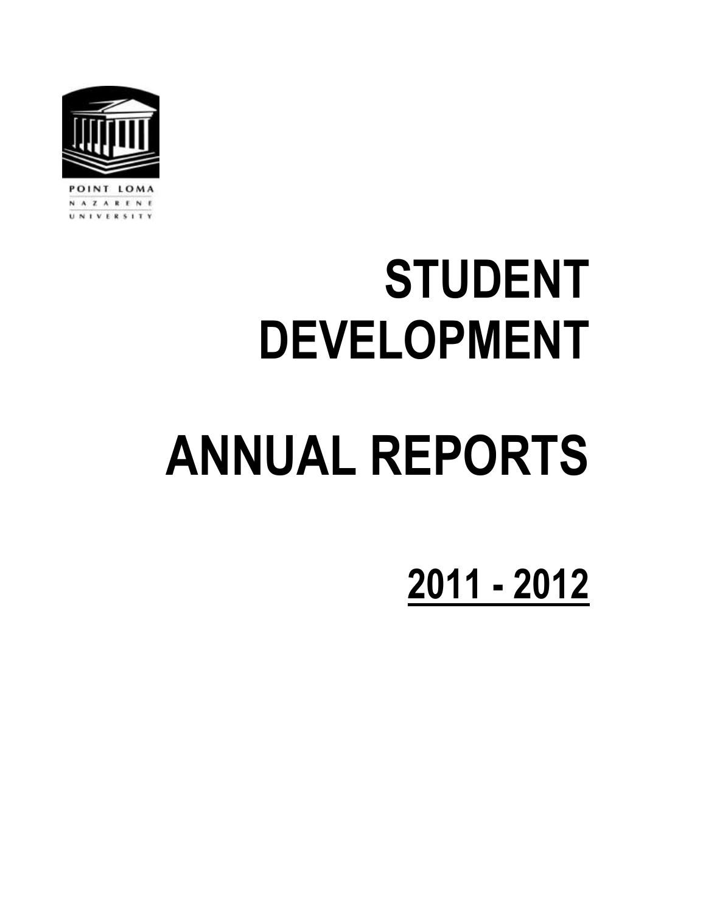POINT LOMA
NAZARENE
UNIVERSITY

# STUDENT DEVELOPMENT

# ANNUAL REPORTS

## 2011 - 2012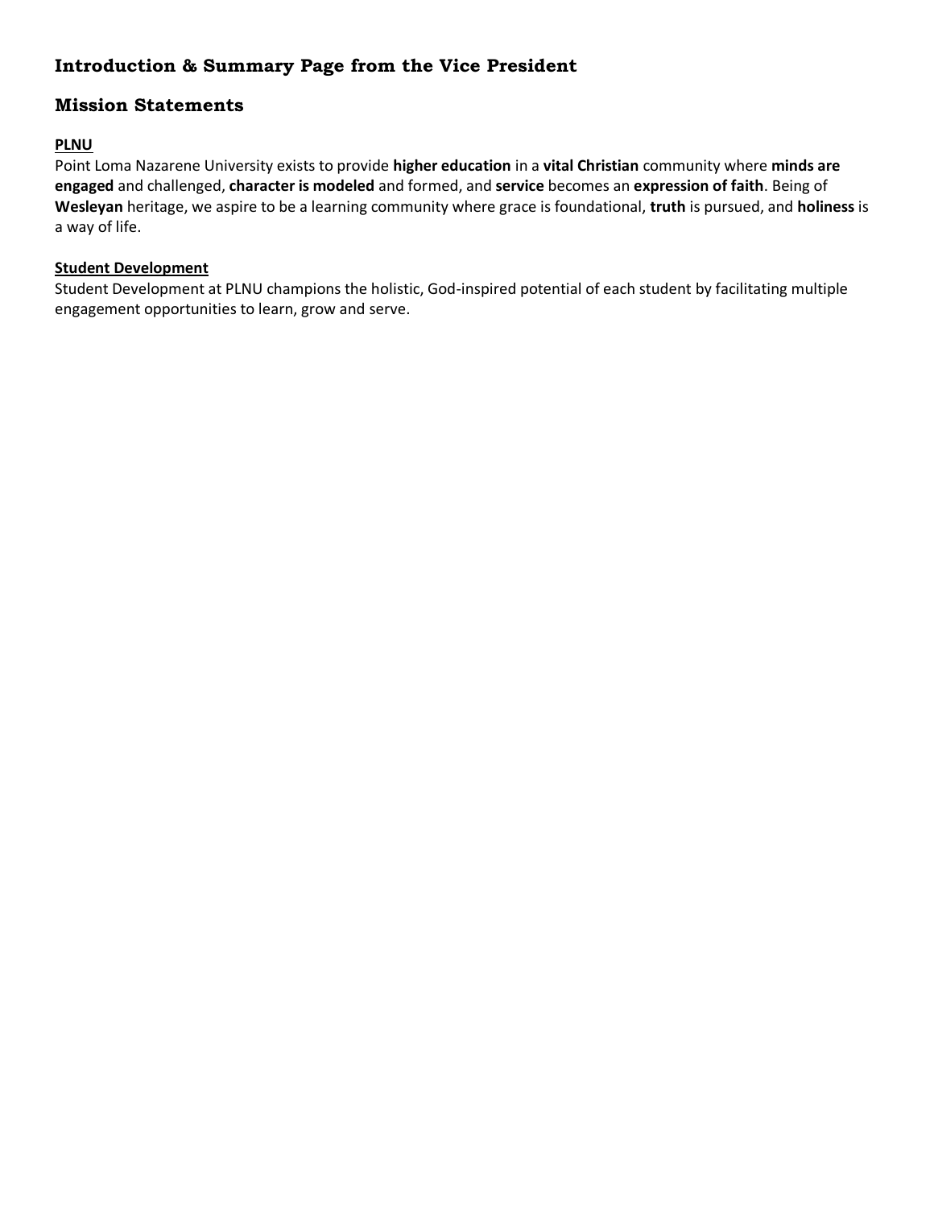## Introduction & Summary Page from the Vice President

## Mission Statements

### PLNU

Point Loma Nazarene University exists to provide **higher education** in a **vital Christian** community where **minds are engaged** and challenged, **character is modeled** and formed, and **service** becomes an **expression of faith**. Being of **Wesleyan** heritage, we aspire to be a learning community where grace is foundational, **truth** is pursued, and **holiness** is a way of life.

### Student Development

Student Development at PLNU champions the holistic, God-inspired potential of each student by facilitating multiple engagement opportunities to learn, grow and serve.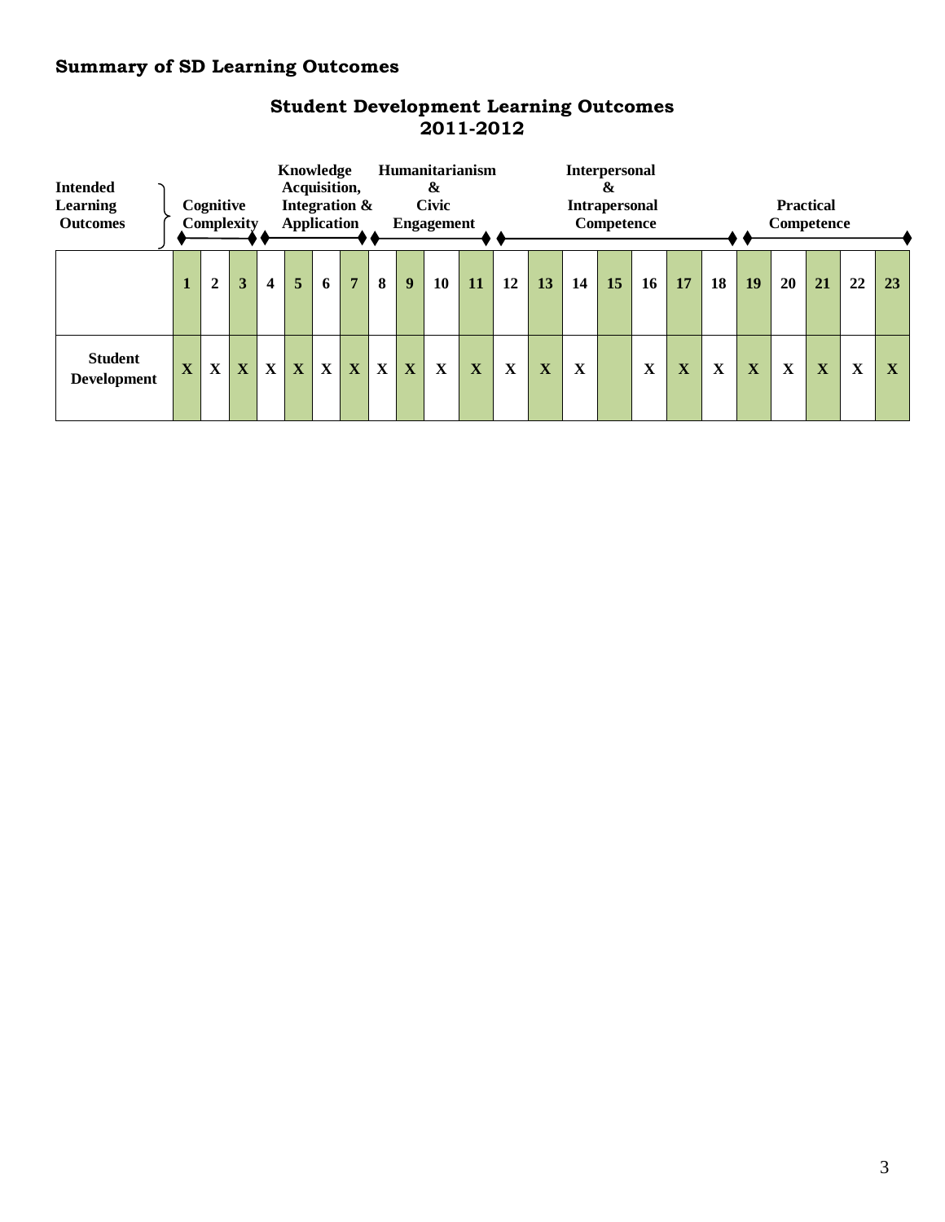## Summary of SD Learning Outcomes

### Student Development Learning Outcomes 2011-2012

| Intended Learning Outcomes | Cognitive Complexity | | | Knowledge Acquisition, Integration & Application | | | | Humanitarianism & Civic Engagement | | | | Interpersonal & Intrapersonal Competence | | | | | | | Practical Competence | | | | |
|---|---|---|---|---|---|---|---|---|---|---|---|---|---|---|---|---|---|---|---|---|---|---|---|
| | **1** | **2** | **3** | **4** | **5** | **6** | **7** | **8** | **9** | **10** | **11** | **12** | **13** | **14** | **15** | **16** | **17** | **18** | **19** | **20** | **21** | **22** | **23** |
| **Student Development** | X | X | X | X | X | X | X | X | X | X | X | X | X | X | | X | X | X | X | X | X | X | X |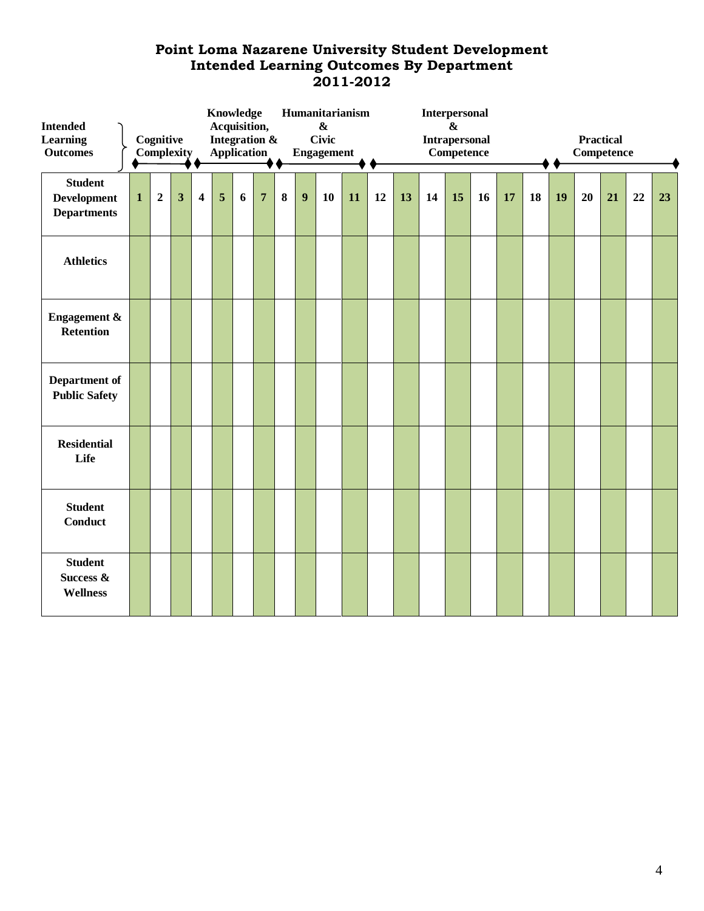# Point Loma Nazarene University Student Development
# Intended Learning Outcomes By Department
# 2011-2012

| Intended Learning Outcomes | Cognitive Complexity | | | Knowledge Acquisition, Integration & Application | | | | Humanitarianism & Civic Engagement | | | | Interpersonal & Intrapersonal Competence | | | | | | | Practical Competence | | | | |
|---|---|---|---|---|---|---|---|---|---|---|---|---|---|---|---|---|---|---|---|---|---|---|---|
| **Student Development Departments** | **1** | **2** | **3** | **4** | **5** | **6** | **7** | **8** | **9** | **10** | **11** | **12** | **13** | **14** | **15** | **16** | **17** | **18** | **19** | **20** | **21** | **22** | **23** |
| **Athletics** | | | | | | | | | | | | | | | | | | | | | | | |
| **Engagement & Retention** | | | | | | | | | | | | | | | | | | | | | | | |
| **Department of Public Safety** | | | | | | | | | | | | | | | | | | | | | | | |
| **Residential Life** | | | | | | | | | | | | | | | | | | | | | | | |
| **Student Conduct** | | | | | | | | | | | | | | | | | | | | | | | |
| **Student Success & Wellness** | | | | | | | | | | | | | | | | | | | | | | | |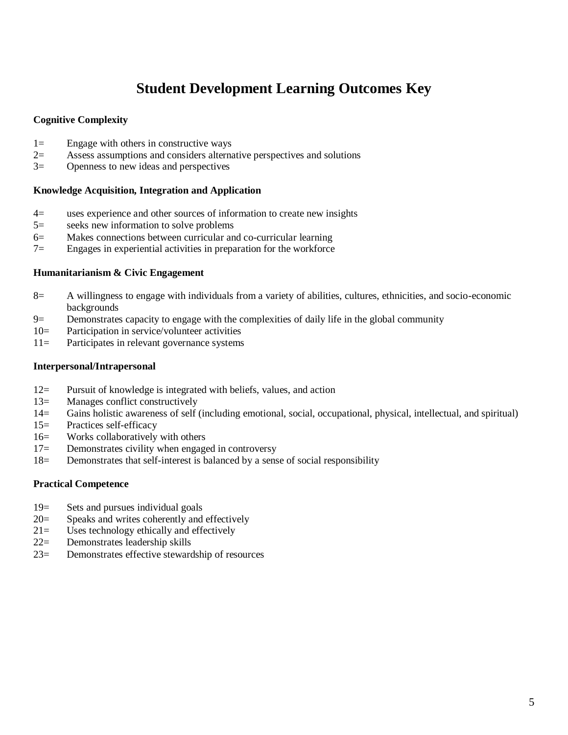# Student Development Learning Outcomes Key

**Cognitive Complexity**

1= Engage with others in constructive ways
2= Assess assumptions and considers alternative perspectives and solutions
3= Openness to new ideas and perspectives

**Knowledge Acquisition, Integration and Application**

4= uses experience and other sources of information to create new insights
5= seeks new information to solve problems
6= Makes connections between curricular and co-curricular learning
7= Engages in experiential activities in preparation for the workforce

**Humanitarianism & Civic Engagement**

8= A willingness to engage with individuals from a variety of abilities, cultures, ethnicities, and socio-economic backgrounds
9= Demonstrates capacity to engage with the complexities of daily life in the global community
10= Participation in service/volunteer activities
11= Participates in relevant governance systems

**Interpersonal/Intrapersonal**

12= Pursuit of knowledge is integrated with beliefs, values, and action
13= Manages conflict constructively
14= Gains holistic awareness of self (including emotional, social, occupational, physical, intellectual, and spiritual)
15= Practices self-efficacy
16= Works collaboratively with others
17= Demonstrates civility when engaged in controversy
18= Demonstrates that self-interest is balanced by a sense of social responsibility

**Practical Competence**

19= Sets and pursues individual goals
20= Speaks and writes coherently and effectively
21= Uses technology ethically and effectively
22= Demonstrates leadership skills
23= Demonstrates effective stewardship of resources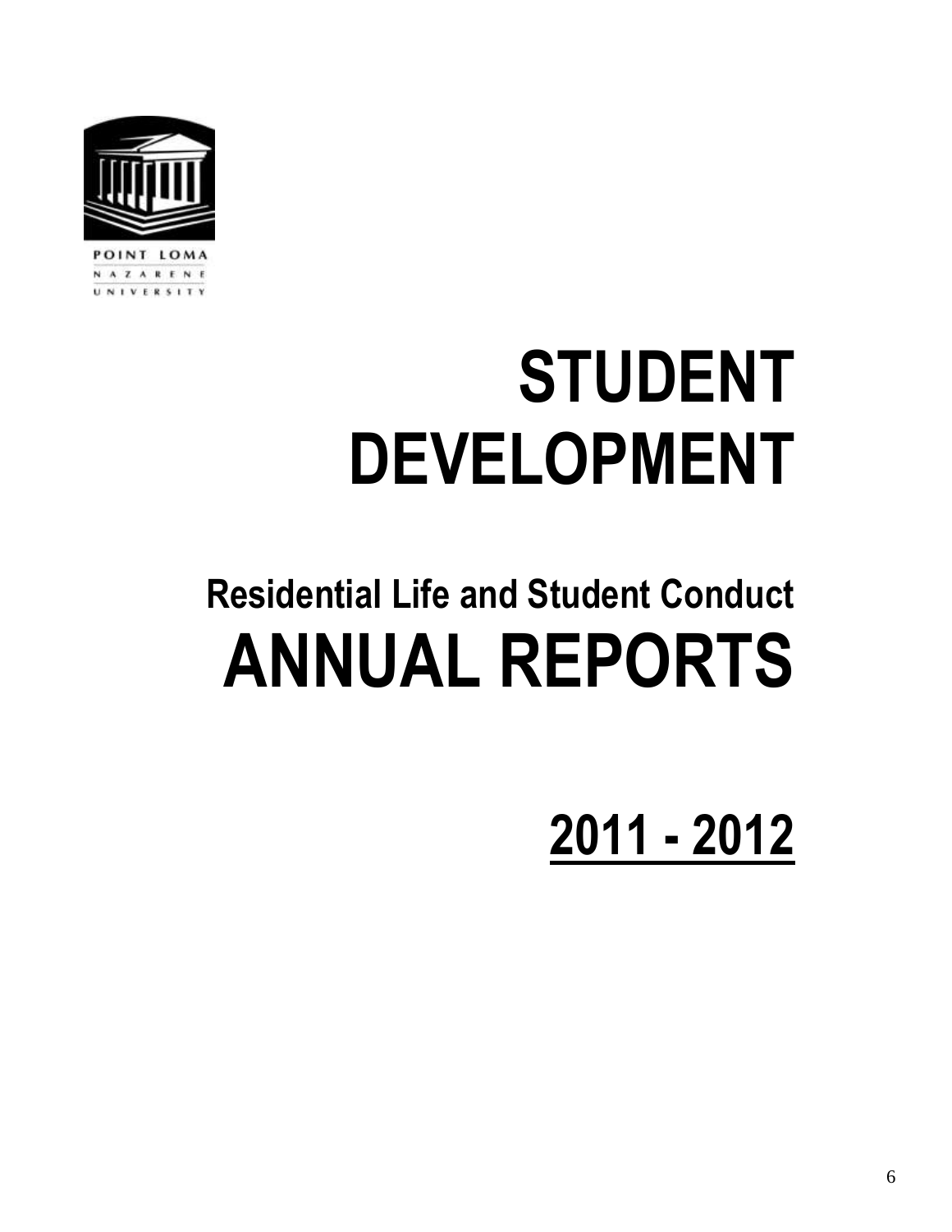POINT LOMA
NAZARENE
UNIVERSITY

# STUDENT DEVELOPMENT

## Residential Life and Student Conduct

# ANNUAL REPORTS

# 2011 - 2012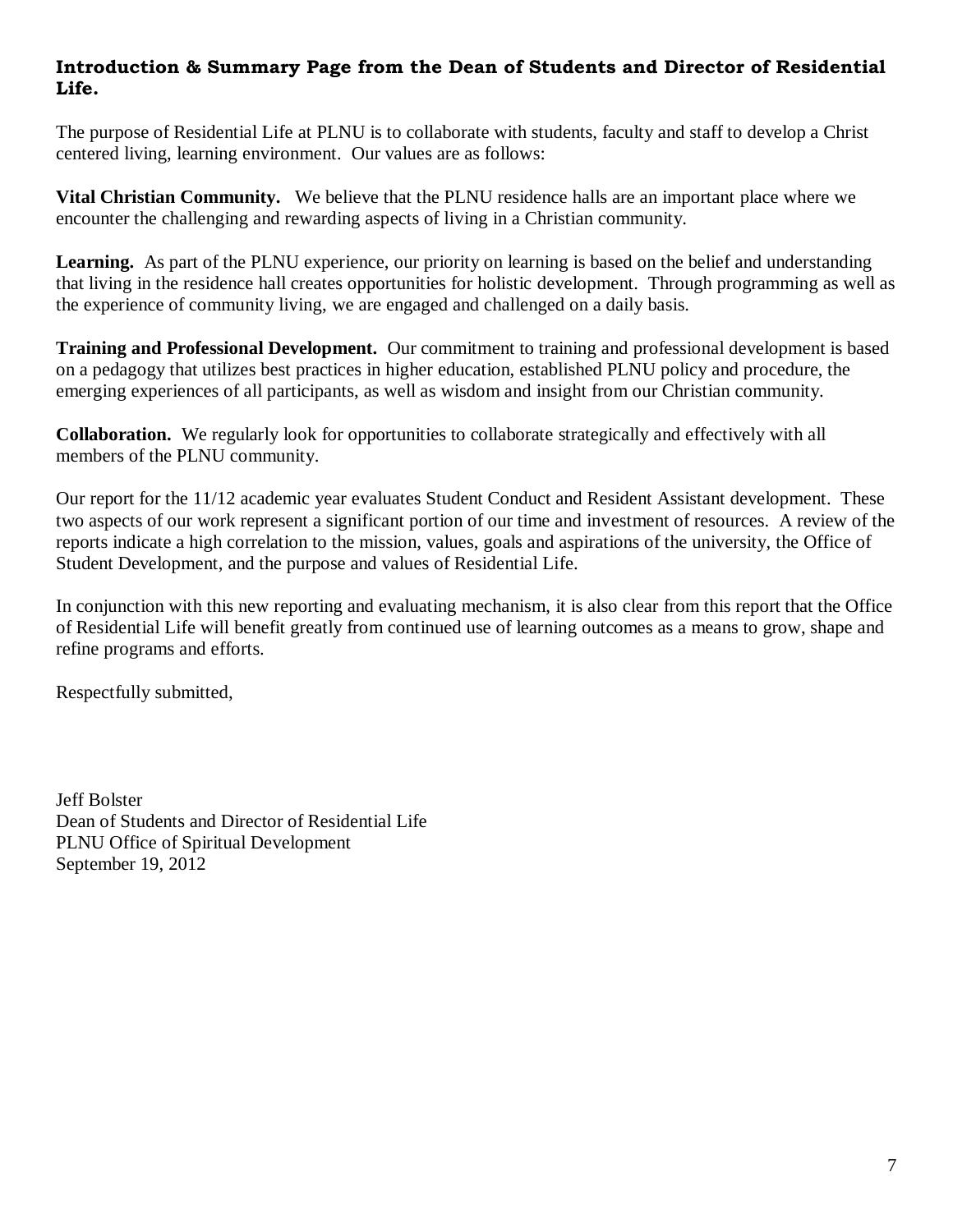**Introduction & Summary Page from the Dean of Students and Director of Residential Life.**

The purpose of Residential Life at PLNU is to collaborate with students, faculty and staff to develop a Christ centered living, learning environment. Our values are as follows:

**Vital Christian Community.** We believe that the PLNU residence halls are an important place where we encounter the challenging and rewarding aspects of living in a Christian community.

**Learning.** As part of the PLNU experience, our priority on learning is based on the belief and understanding that living in the residence hall creates opportunities for holistic development. Through programming as well as the experience of community living, we are engaged and challenged on a daily basis.

**Training and Professional Development.** Our commitment to training and professional development is based on a pedagogy that utilizes best practices in higher education, established PLNU policy and procedure, the emerging experiences of all participants, as well as wisdom and insight from our Christian community.

**Collaboration.** We regularly look for opportunities to collaborate strategically and effectively with all members of the PLNU community.

Our report for the 11/12 academic year evaluates Student Conduct and Resident Assistant development. These two aspects of our work represent a significant portion of our time and investment of resources. A review of the reports indicate a high correlation to the mission, values, goals and aspirations of the university, the Office of Student Development, and the purpose and values of Residential Life.

In conjunction with this new reporting and evaluating mechanism, it is also clear from this report that the Office of Residential Life will benefit greatly from continued use of learning outcomes as a means to grow, shape and refine programs and efforts.

Respectfully submitted,

Jeff Bolster
Dean of Students and Director of Residential Life
PLNU Office of Spiritual Development
September 19, 2012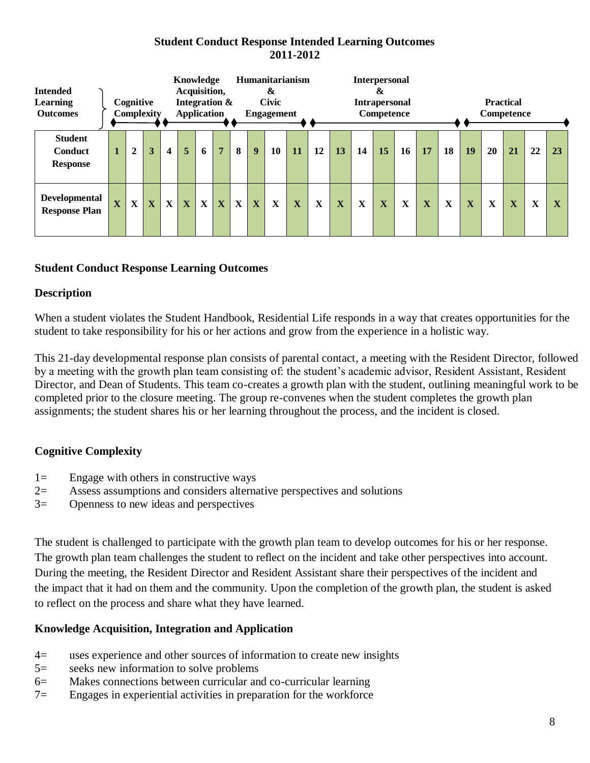## Student Conduct Response Intended Learning Outcomes
## 2011-2012

| Intended Learning Outcomes | Cognitive Complexity | | | Knowledge Acquisition, Integration & Application | | | | Humanitarianism & Civic Engagement | | | | Interpersonal & Intrapersonal Competence | | | | | | | Practical Competence | | | | |
|---|---|---|---|---|---|---|---|---|---|---|---|---|---|---|---|---|---|---|---|---|---|---|---|
| **Student Conduct Response** | **1** | **2** | **3** | **4** | **5** | **6** | **7** | **8** | **9** | **10** | **11** | **12** | **13** | **14** | **15** | **16** | **17** | **18** | **19** | **20** | **21** | **22** | **23** |
| **Developmental Response Plan** | X | X | X | X | X | X | X | X | X | X | X | X | X | X | X | X | X | X | X | X | X | X | X |

### Student Conduct Response Learning Outcomes

### Description

When a student violates the Student Handbook, Residential Life responds in a way that creates opportunities for the student to take responsibility for his or her actions and grow from the experience in a holistic way.

This 21-day developmental response plan consists of parental contact, a meeting with the Resident Director, followed by a meeting with the growth plan team consisting of: the student's academic advisor, Resident Assistant, Resident Director, and Dean of Students. This team co-creates a growth plan with the student, outlining meaningful work to be completed prior to the closure meeting. The group re-convenes when the student completes the growth plan assignments; the student shares his or her learning throughout the process, and the incident is closed.

### Cognitive Complexity

1= Engage with others in constructive ways
2= Assess assumptions and considers alternative perspectives and solutions
3= Openness to new ideas and perspectives

The student is challenged to participate with the growth plan team to develop outcomes for his or her response. The growth plan team challenges the student to reflect on the incident and take other perspectives into account. During the meeting, the Resident Director and Resident Assistant share their perspectives of the incident and the impact that it had on them and the community. Upon the completion of the growth plan, the student is asked to reflect on the process and share what they have learned.

### Knowledge Acquisition, Integration and Application

4= uses experience and other sources of information to create new insights
5= seeks new information to solve problems
6= Makes connections between curricular and co-curricular learning
7= Engages in experiential activities in preparation for the workforce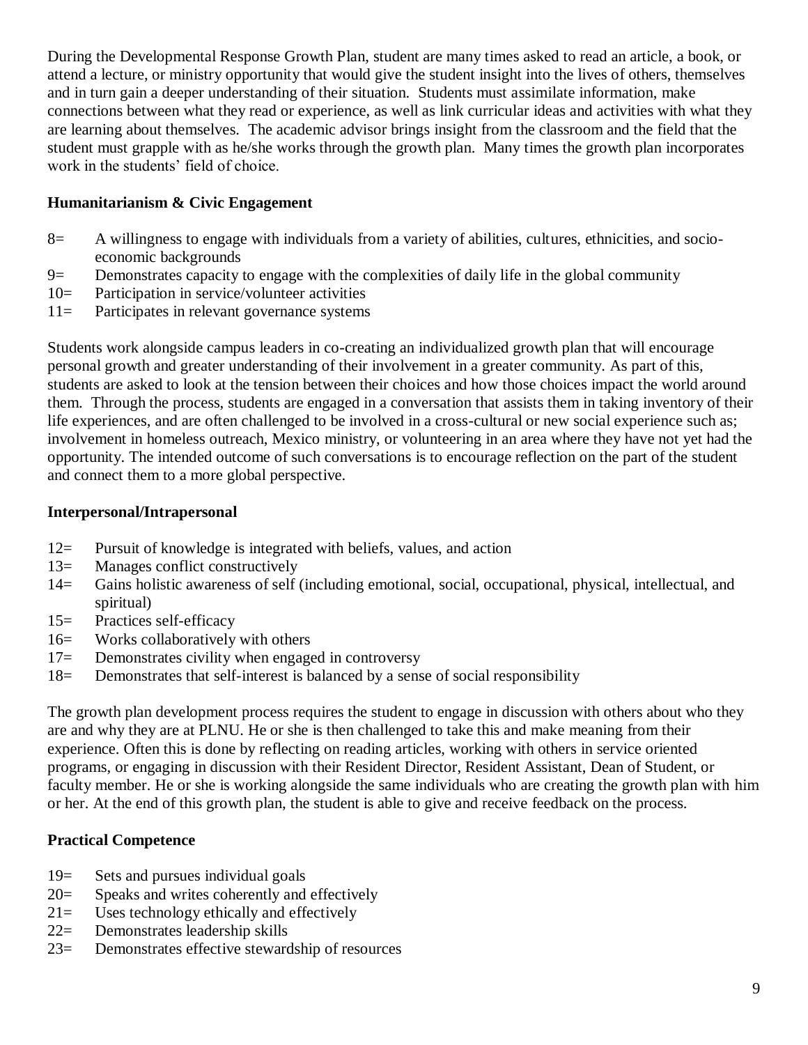During the Developmental Response Growth Plan, student are many times asked to read an article, a book, or attend a lecture, or ministry opportunity that would give the student insight into the lives of others, themselves and in turn gain a deeper understanding of their situation. Students must assimilate information, make connections between what they read or experience, as well as link curricular ideas and activities with what they are learning about themselves. The academic advisor brings insight from the classroom and the field that the student must grapple with as he/she works through the growth plan. Many times the growth plan incorporates work in the students' field of choice.

**Humanitarianism & Civic Engagement**

8= A willingness to engage with individuals from a variety of abilities, cultures, ethnicities, and socio-economic backgrounds
9= Demonstrates capacity to engage with the complexities of daily life in the global community
10= Participation in service/volunteer activities
11= Participates in relevant governance systems

Students work alongside campus leaders in co-creating an individualized growth plan that will encourage personal growth and greater understanding of their involvement in a greater community. As part of this, students are asked to look at the tension between their choices and how those choices impact the world around them. Through the process, students are engaged in a conversation that assists them in taking inventory of their life experiences, and are often challenged to be involved in a cross-cultural or new social experience such as; involvement in homeless outreach, Mexico ministry, or volunteering in an area where they have not yet had the opportunity. The intended outcome of such conversations is to encourage reflection on the part of the student and connect them to a more global perspective.

**Interpersonal/Intrapersonal**

12= Pursuit of knowledge is integrated with beliefs, values, and action
13= Manages conflict constructively
14= Gains holistic awareness of self (including emotional, social, occupational, physical, intellectual, and spiritual)
15= Practices self-efficacy
16= Works collaboratively with others
17= Demonstrates civility when engaged in controversy
18= Demonstrates that self-interest is balanced by a sense of social responsibility

The growth plan development process requires the student to engage in discussion with others about who they are and why they are at PLNU. He or she is then challenged to take this and make meaning from their experience. Often this is done by reflecting on reading articles, working with others in service oriented programs, or engaging in discussion with their Resident Director, Resident Assistant, Dean of Student, or faculty member. He or she is working alongside the same individuals who are creating the growth plan with him or her. At the end of this growth plan, the student is able to give and receive feedback on the process.

**Practical Competence**

19= Sets and pursues individual goals
20= Speaks and writes coherently and effectively
21= Uses technology ethically and effectively
22= Demonstrates leadership skills
23= Demonstrates effective stewardship of resources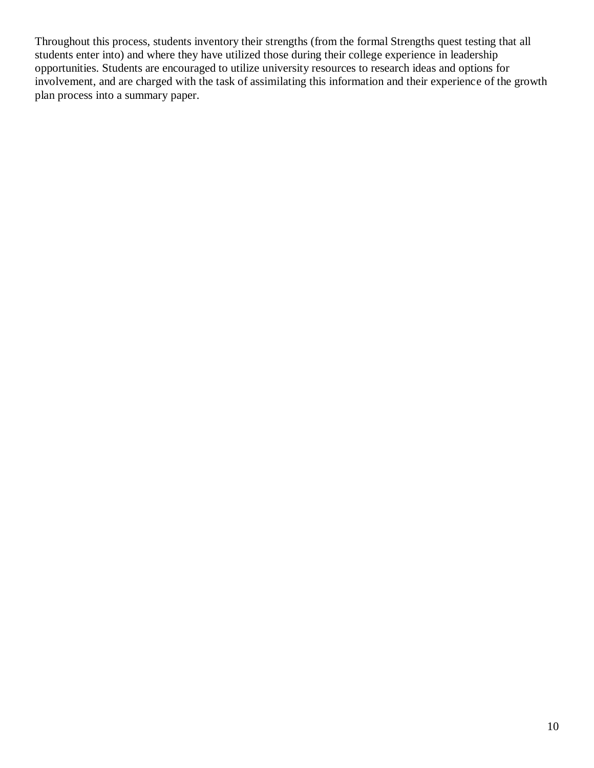Throughout this process, students inventory their strengths (from the formal Strengths quest testing that all students enter into) and where they have utilized those during their college experience in leadership opportunities. Students are encouraged to utilize university resources to research ideas and options for involvement, and are charged with the task of assimilating this information and their experience of the growth plan process into a summary paper.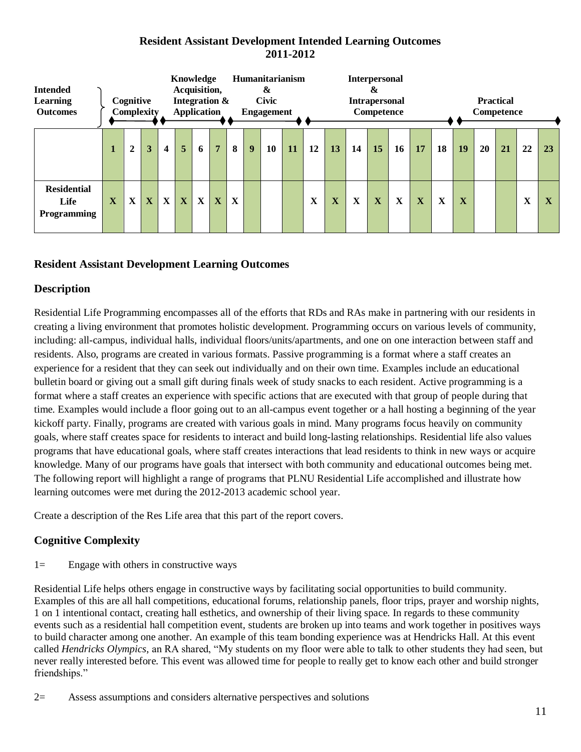# Resident Assistant Development Intended Learning Outcomes
## 2011-2012

| Intended Learning Outcomes | Cognitive Complexity | | | | Knowledge Acquisition, Integration & Application | | | | Humanitarianism & Civic Engagement | | | Interpersonal & Intrapersonal Competence | | | | | | | | Practical Competence | | | |
|---|---|---|---|---|---|---|---|---|---|---|---|---|---|---|---|---|---|---|---|---|---|---|---|
| | 1 | 2 | 3 | 4 | 5 | 6 | 7 | 8 | 9 | 10 | 11 | 12 | 13 | 14 | 15 | 16 | 17 | 18 | 19 | 20 | 21 | 22 | 23 |
| **Residential Life Programming** | X | X | X | X | X | X | X | X | | | | X | X | X | X | X | X | X | X | | | X | X |

## Resident Assistant Development Learning Outcomes

### Description

Residential Life Programming encompasses all of the efforts that RDs and RAs make in partnering with our residents in creating a living environment that promotes holistic development. Programming occurs on various levels of community, including: all-campus, individual halls, individual floors/units/apartments, and one on one interaction between staff and residents. Also, programs are created in various formats. Passive programming is a format where a staff creates an experience for a resident that they can seek out individually and on their own time. Examples include an educational bulletin board or giving out a small gift during finals week of study snacks to each resident. Active programming is a format where a staff creates an experience with specific actions that are executed with that group of people during that time. Examples would include a floor going out to an all-campus event together or a hall hosting a beginning of the year kickoff party. Finally, programs are created with various goals in mind. Many programs focus heavily on community goals, where staff creates space for residents to interact and build long-lasting relationships. Residential life also values programs that have educational goals, where staff creates interactions that lead residents to think in new ways or acquire knowledge. Many of our programs have goals that intersect with both community and educational outcomes being met. The following report will highlight a range of programs that PLNU Residential Life accomplished and illustrate how learning outcomes were met during the 2012-2013 academic school year.

Create a description of the Res Life area that this part of the report covers.

### Cognitive Complexity

1= Engage with others in constructive ways

Residential Life helps others engage in constructive ways by facilitating social opportunities to build community. Examples of this are all hall competitions, educational forums, relationship panels, floor trips, prayer and worship nights, 1 on 1 intentional contact, creating hall esthetics, and ownership of their living space. In regards to these community events such as a residential hall competition event, students are broken up into teams and work together in positives ways to build character among one another. An example of this team bonding experience was at Hendricks Hall. At this event called *Hendricks Olympics*, an RA shared, "My students on my floor were able to talk to other students they had seen, but never really interested before. This event was allowed time for people to really get to know each other and build stronger friendships."

2= Assess assumptions and considers alternative perspectives and solutions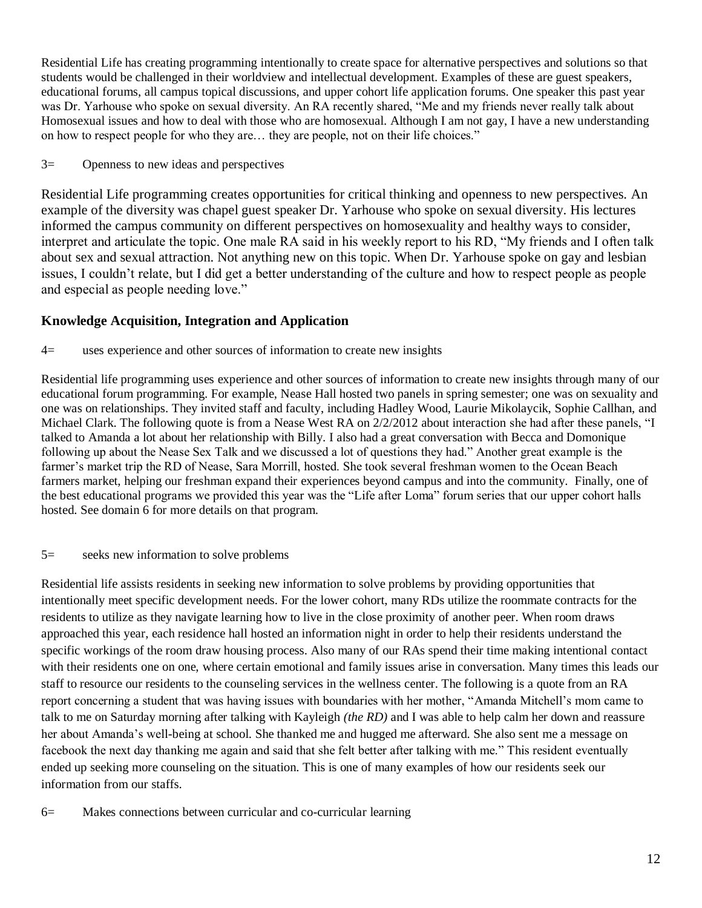Residential Life has creating programming intentionally to create space for alternative perspectives and solutions so that students would be challenged in their worldview and intellectual development. Examples of these are guest speakers, educational forums, all campus topical discussions, and upper cohort life application forums. One speaker this past year was Dr. Yarhouse who spoke on sexual diversity. An RA recently shared, "Me and my friends never really talk about Homosexual issues and how to deal with those who are homosexual. Although I am not gay, I have a new understanding on how to respect people for who they are… they are people, not on their life choices."

3= Openness to new ideas and perspectives

Residential Life programming creates opportunities for critical thinking and openness to new perspectives. An example of the diversity was chapel guest speaker Dr. Yarhouse who spoke on sexual diversity. His lectures informed the campus community on different perspectives on homosexuality and healthy ways to consider, interpret and articulate the topic. One male RA said in his weekly report to his RD, "My friends and I often talk about sex and sexual attraction. Not anything new on this topic. When Dr. Yarhouse spoke on gay and lesbian issues, I couldn't relate, but I did get a better understanding of the culture and how to respect people as people and especial as people needing love."

### Knowledge Acquisition, Integration and Application

4= uses experience and other sources of information to create new insights

Residential life programming uses experience and other sources of information to create new insights through many of our educational forum programming. For example, Nease Hall hosted two panels in spring semester; one was on sexuality and one was on relationships. They invited staff and faculty, including Hadley Wood, Laurie Mikolaycik, Sophie Callhan, and Michael Clark. The following quote is from a Nease West RA on 2/2/2012 about interaction she had after these panels, "I talked to Amanda a lot about her relationship with Billy. I also had a great conversation with Becca and Domonique following up about the Nease Sex Talk and we discussed a lot of questions they had." Another great example is the farmer's market trip the RD of Nease, Sara Morrill, hosted. She took several freshman women to the Ocean Beach farmers market, helping our freshman expand their experiences beyond campus and into the community. Finally, one of the best educational programs we provided this year was the "Life after Loma" forum series that our upper cohort halls hosted. See domain 6 for more details on that program.

5= seeks new information to solve problems

Residential life assists residents in seeking new information to solve problems by providing opportunities that intentionally meet specific development needs. For the lower cohort, many RDs utilize the roommate contracts for the residents to utilize as they navigate learning how to live in the close proximity of another peer. When room draws approached this year, each residence hall hosted an information night in order to help their residents understand the specific workings of the room draw housing process. Also many of our RAs spend their time making intentional contact with their residents one on one, where certain emotional and family issues arise in conversation. Many times this leads our staff to resource our residents to the counseling services in the wellness center. The following is a quote from an RA report concerning a student that was having issues with boundaries with her mother, "Amanda Mitchell's mom came to talk to me on Saturday morning after talking with Kayleigh *(the RD)* and I was able to help calm her down and reassure her about Amanda's well-being at school. She thanked me and hugged me afterward. She also sent me a message on facebook the next day thanking me again and said that she felt better after talking with me." This resident eventually ended up seeking more counseling on the situation. This is one of many examples of how our residents seek our information from our staffs.

6= Makes connections between curricular and co-curricular learning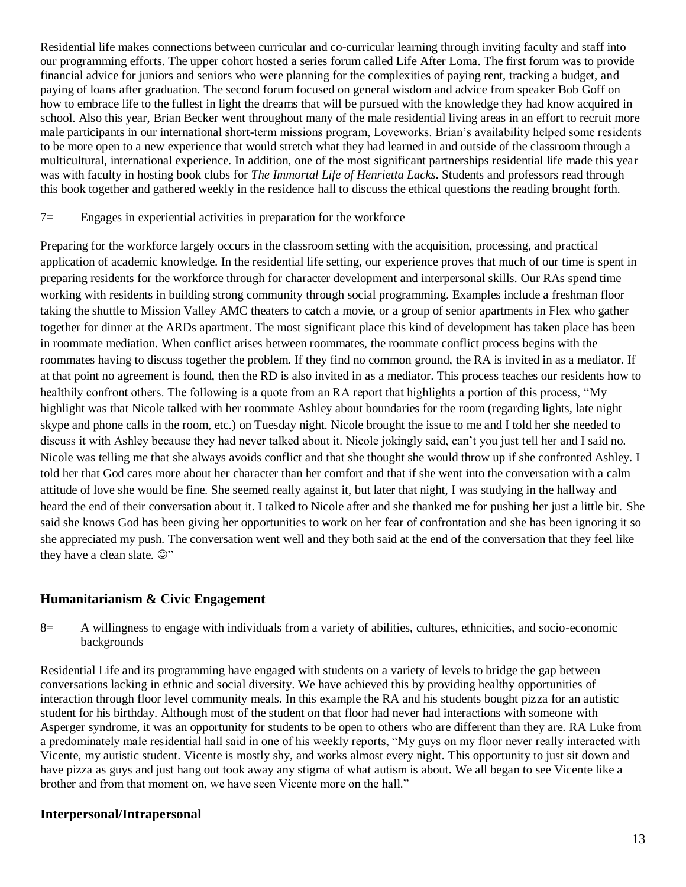Residential life makes connections between curricular and co-curricular learning through inviting faculty and staff into our programming efforts. The upper cohort hosted a series forum called Life After Loma. The first forum was to provide financial advice for juniors and seniors who were planning for the complexities of paying rent, tracking a budget, and paying of loans after graduation. The second forum focused on general wisdom and advice from speaker Bob Goff on how to embrace life to the fullest in light the dreams that will be pursued with the knowledge they had know acquired in school. Also this year, Brian Becker went throughout many of the male residential living areas in an effort to recruit more male participants in our international short-term missions program, Loveworks. Brian's availability helped some residents to be more open to a new experience that would stretch what they had learned in and outside of the classroom through a multicultural, international experience. In addition, one of the most significant partnerships residential life made this year was with faculty in hosting book clubs for *The Immortal Life of Henrietta Lacks*. Students and professors read through this book together and gathered weekly in the residence hall to discuss the ethical questions the reading brought forth.

7= Engages in experiential activities in preparation for the workforce

Preparing for the workforce largely occurs in the classroom setting with the acquisition, processing, and practical application of academic knowledge. In the residential life setting, our experience proves that much of our time is spent in preparing residents for the workforce through for character development and interpersonal skills. Our RAs spend time working with residents in building strong community through social programming. Examples include a freshman floor taking the shuttle to Mission Valley AMC theaters to catch a movie, or a group of senior apartments in Flex who gather together for dinner at the ARDs apartment. The most significant place this kind of development has taken place has been in roommate mediation. When conflict arises between roommates, the roommate conflict process begins with the roommates having to discuss together the problem. If they find no common ground, the RA is invited in as a mediator. If at that point no agreement is found, then the RD is also invited in as a mediator. This process teaches our residents how to healthily confront others. The following is a quote from an RA report that highlights a portion of this process, "My highlight was that Nicole talked with her roommate Ashley about boundaries for the room (regarding lights, late night skype and phone calls in the room, etc.) on Tuesday night. Nicole brought the issue to me and I told her she needed to discuss it with Ashley because they had never talked about it. Nicole jokingly said, can't you just tell her and I said no. Nicole was telling me that she always avoids conflict and that she thought she would throw up if she confronted Ashley. I told her that God cares more about her character than her comfort and that if she went into the conversation with a calm attitude of love she would be fine. She seemed really against it, but later that night, I was studying in the hallway and heard the end of their conversation about it. I talked to Nicole after and she thanked me for pushing her just a little bit. She said she knows God has been giving her opportunities to work on her fear of confrontation and she has been ignoring it so she appreciated my push. The conversation went well and they both said at the end of the conversation that they feel like they have a clean slate. ☺"

## Humanitarianism & Civic Engagement

8= A willingness to engage with individuals from a variety of abilities, cultures, ethnicities, and socio-economic backgrounds

Residential Life and its programming have engaged with students on a variety of levels to bridge the gap between conversations lacking in ethnic and social diversity. We have achieved this by providing healthy opportunities of interaction through floor level community meals. In this example the RA and his students bought pizza for an autistic student for his birthday. Although most of the student on that floor had never had interactions with someone with Asperger syndrome, it was an opportunity for students to be open to others who are different than they are. RA Luke from a predominately male residential hall said in one of his weekly reports, "My guys on my floor never really interacted with Vicente, my autistic student. Vicente is mostly shy, and works almost every night. This opportunity to just sit down and have pizza as guys and just hang out took away any stigma of what autism is about. We all began to see Vicente like a brother and from that moment on, we have seen Vicente more on the hall."

## Interpersonal/Intrapersonal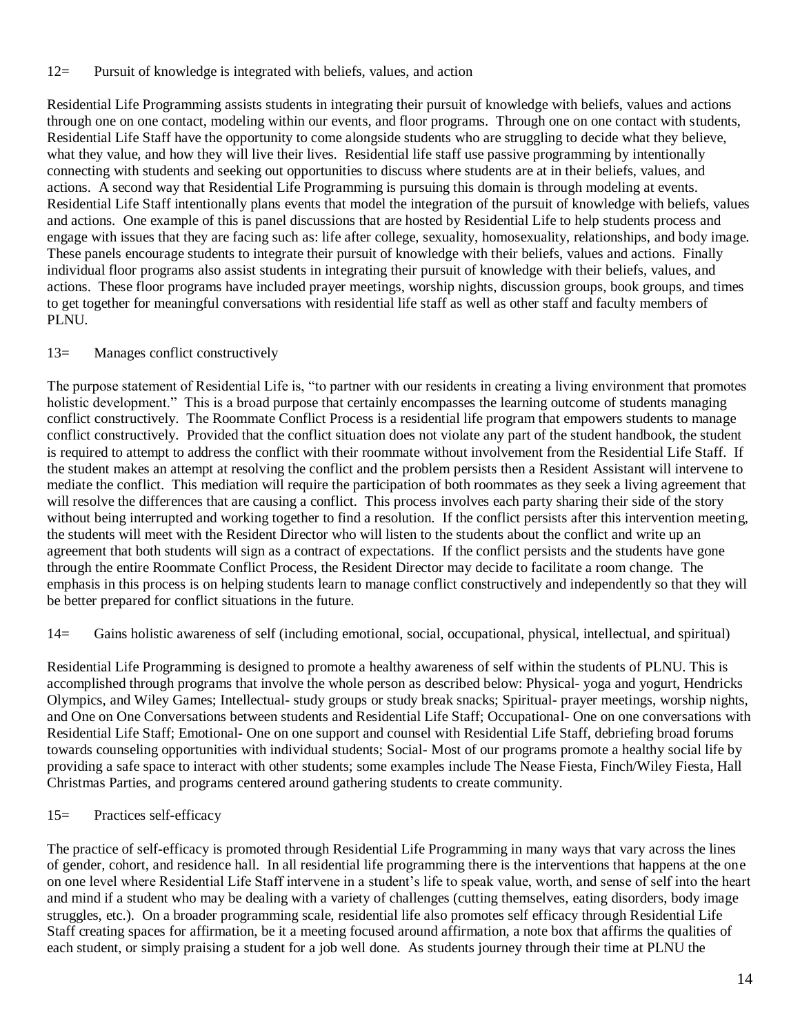12= Pursuit of knowledge is integrated with beliefs, values, and action

Residential Life Programming assists students in integrating their pursuit of knowledge with beliefs, values and actions through one on one contact, modeling within our events, and floor programs. Through one on one contact with students, Residential Life Staff have the opportunity to come alongside students who are struggling to decide what they believe, what they value, and how they will live their lives. Residential life staff use passive programming by intentionally connecting with students and seeking out opportunities to discuss where students are at in their beliefs, values, and actions. A second way that Residential Life Programming is pursuing this domain is through modeling at events. Residential Life Staff intentionally plans events that model the integration of the pursuit of knowledge with beliefs, values and actions. One example of this is panel discussions that are hosted by Residential Life to help students process and engage with issues that they are facing such as: life after college, sexuality, homosexuality, relationships, and body image. These panels encourage students to integrate their pursuit of knowledge with their beliefs, values and actions. Finally individual floor programs also assist students in integrating their pursuit of knowledge with their beliefs, values, and actions. These floor programs have included prayer meetings, worship nights, discussion groups, book groups, and times to get together for meaningful conversations with residential life staff as well as other staff and faculty members of PLNU.

13= Manages conflict constructively

The purpose statement of Residential Life is, "to partner with our residents in creating a living environment that promotes holistic development." This is a broad purpose that certainly encompasses the learning outcome of students managing conflict constructively. The Roommate Conflict Process is a residential life program that empowers students to manage conflict constructively. Provided that the conflict situation does not violate any part of the student handbook, the student is required to attempt to address the conflict with their roommate without involvement from the Residential Life Staff. If the student makes an attempt at resolving the conflict and the problem persists then a Resident Assistant will intervene to mediate the conflict. This mediation will require the participation of both roommates as they seek a living agreement that will resolve the differences that are causing a conflict. This process involves each party sharing their side of the story without being interrupted and working together to find a resolution. If the conflict persists after this intervention meeting, the students will meet with the Resident Director who will listen to the students about the conflict and write up an agreement that both students will sign as a contract of expectations. If the conflict persists and the students have gone through the entire Roommate Conflict Process, the Resident Director may decide to facilitate a room change. The emphasis in this process is on helping students learn to manage conflict constructively and independently so that they will be better prepared for conflict situations in the future.

14= Gains holistic awareness of self (including emotional, social, occupational, physical, intellectual, and spiritual)

Residential Life Programming is designed to promote a healthy awareness of self within the students of PLNU. This is accomplished through programs that involve the whole person as described below: Physical- yoga and yogurt, Hendricks Olympics, and Wiley Games; Intellectual- study groups or study break snacks; Spiritual- prayer meetings, worship nights, and One on One Conversations between students and Residential Life Staff; Occupational- One on one conversations with Residential Life Staff; Emotional- One on one support and counsel with Residential Life Staff, debriefing broad forums towards counseling opportunities with individual students; Social- Most of our programs promote a healthy social life by providing a safe space to interact with other students; some examples include The Nease Fiesta, Finch/Wiley Fiesta, Hall Christmas Parties, and programs centered around gathering students to create community.

15= Practices self-efficacy

The practice of self-efficacy is promoted through Residential Life Programming in many ways that vary across the lines of gender, cohort, and residence hall. In all residential life programming there is the interventions that happens at the one on one level where Residential Life Staff intervene in a student's life to speak value, worth, and sense of self into the heart and mind if a student who may be dealing with a variety of challenges (cutting themselves, eating disorders, body image struggles, etc.). On a broader programming scale, residential life also promotes self efficacy through Residential Life Staff creating spaces for affirmation, be it a meeting focused around affirmation, a note box that affirms the qualities of each student, or simply praising a student for a job well done. As students journey through their time at PLNU the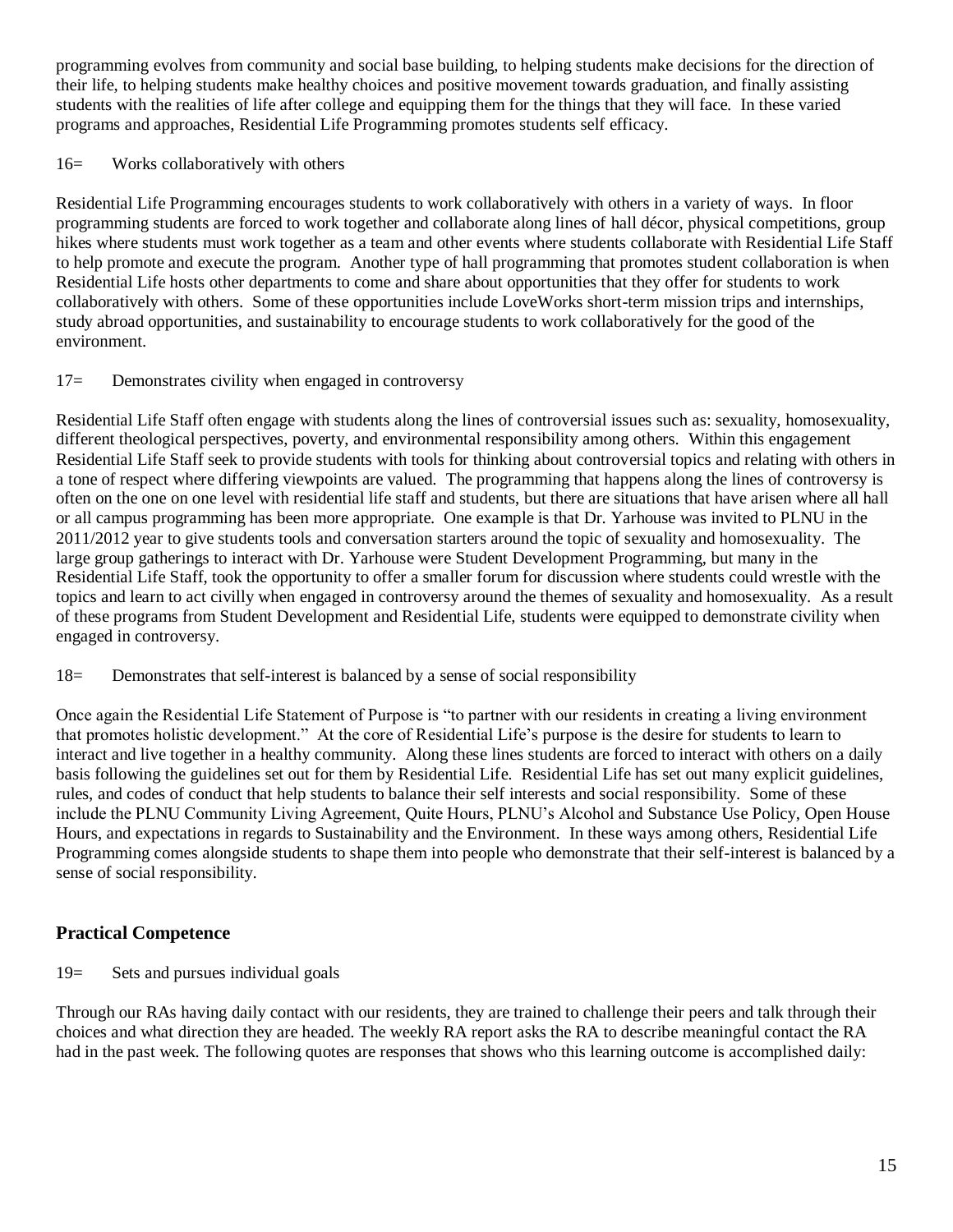programming evolves from community and social base building, to helping students make decisions for the direction of their life, to helping students make healthy choices and positive movement towards graduation, and finally assisting students with the realities of life after college and equipping them for the things that they will face. In these varied programs and approaches, Residential Life Programming promotes students self efficacy.

16= Works collaboratively with others

Residential Life Programming encourages students to work collaboratively with others in a variety of ways. In floor programming students are forced to work together and collaborate along lines of hall décor, physical competitions, group hikes where students must work together as a team and other events where students collaborate with Residential Life Staff to help promote and execute the program. Another type of hall programming that promotes student collaboration is when Residential Life hosts other departments to come and share about opportunities that they offer for students to work collaboratively with others. Some of these opportunities include LoveWorks short-term mission trips and internships, study abroad opportunities, and sustainability to encourage students to work collaboratively for the good of the environment.

17= Demonstrates civility when engaged in controversy

Residential Life Staff often engage with students along the lines of controversial issues such as: sexuality, homosexuality, different theological perspectives, poverty, and environmental responsibility among others. Within this engagement Residential Life Staff seek to provide students with tools for thinking about controversial topics and relating with others in a tone of respect where differing viewpoints are valued. The programming that happens along the lines of controversy is often on the one on one level with residential life staff and students, but there are situations that have arisen where all hall or all campus programming has been more appropriate. One example is that Dr. Yarhouse was invited to PLNU in the 2011/2012 year to give students tools and conversation starters around the topic of sexuality and homosexuality. The large group gatherings to interact with Dr. Yarhouse were Student Development Programming, but many in the Residential Life Staff, took the opportunity to offer a smaller forum for discussion where students could wrestle with the topics and learn to act civilly when engaged in controversy around the themes of sexuality and homosexuality. As a result of these programs from Student Development and Residential Life, students were equipped to demonstrate civility when engaged in controversy.

18= Demonstrates that self-interest is balanced by a sense of social responsibility

Once again the Residential Life Statement of Purpose is "to partner with our residents in creating a living environment that promotes holistic development." At the core of Residential Life's purpose is the desire for students to learn to interact and live together in a healthy community. Along these lines students are forced to interact with others on a daily basis following the guidelines set out for them by Residential Life. Residential Life has set out many explicit guidelines, rules, and codes of conduct that help students to balance their self interests and social responsibility. Some of these include the PLNU Community Living Agreement, Quite Hours, PLNU's Alcohol and Substance Use Policy, Open House Hours, and expectations in regards to Sustainability and the Environment. In these ways among others, Residential Life Programming comes alongside students to shape them into people who demonstrate that their self-interest is balanced by a sense of social responsibility.

## Practical Competence

19= Sets and pursues individual goals

Through our RAs having daily contact with our residents, they are trained to challenge their peers and talk through their choices and what direction they are headed. The weekly RA report asks the RA to describe meaningful contact the RA had in the past week. The following quotes are responses that shows who this learning outcome is accomplished daily: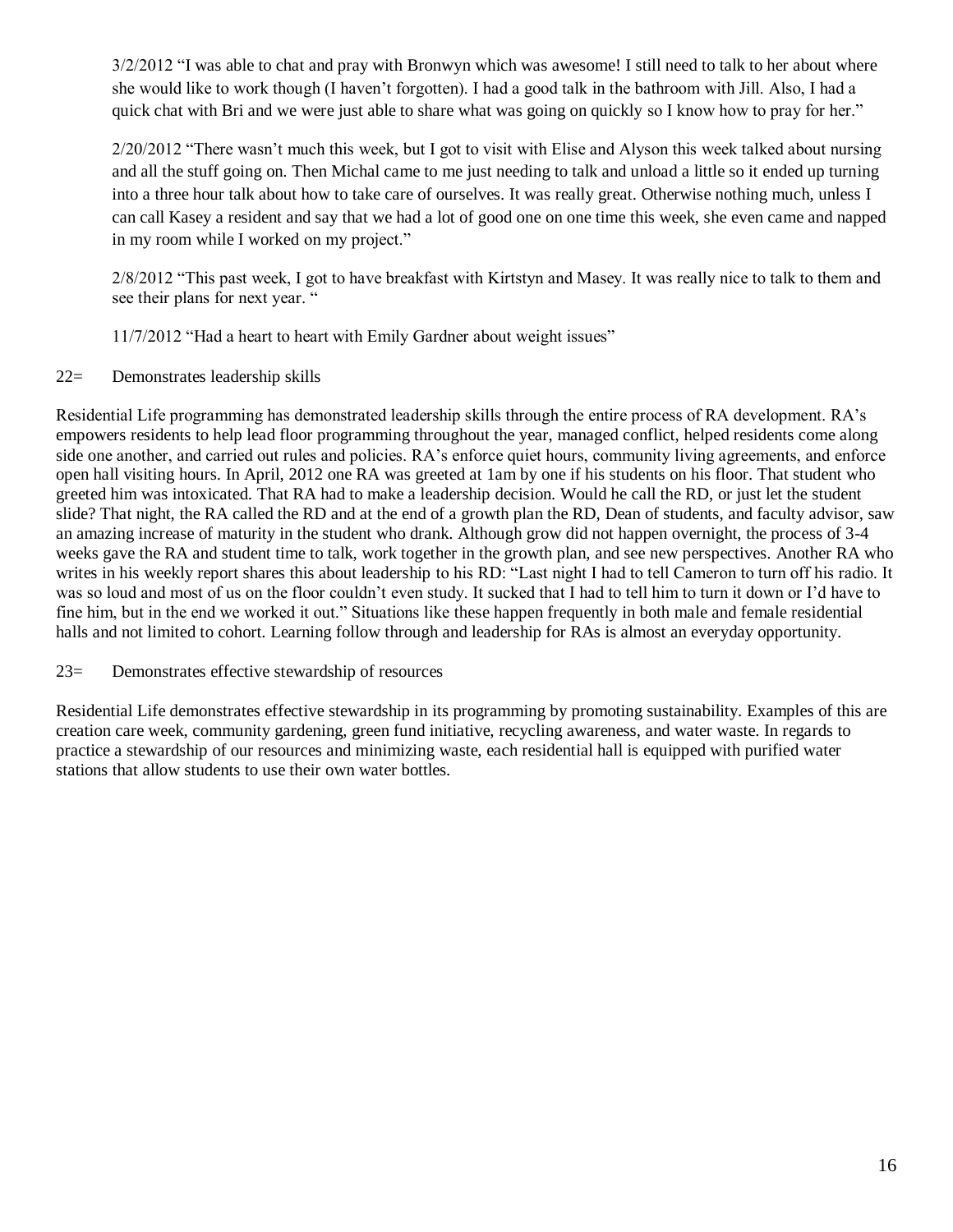3/2/2012 "I was able to chat and pray with Bronwyn which was awesome! I still need to talk to her about where she would like to work though (I haven't forgotten). I had a good talk in the bathroom with Jill. Also, I had a quick chat with Bri and we were just able to share what was going on quickly so I know how to pray for her."

2/20/2012 "There wasn't much this week, but I got to visit with Elise and Alyson this week talked about nursing and all the stuff going on. Then Michal came to me just needing to talk and unload a little so it ended up turning into a three hour talk about how to take care of ourselves. It was really great. Otherwise nothing much, unless I can call Kasey a resident and say that we had a lot of good one on one time this week, she even came and napped in my room while I worked on my project."

2/8/2012 "This past week, I got to have breakfast with Kirtstyn and Masey. It was really nice to talk to them and see their plans for next year. "

11/7/2012 "Had a heart to heart with Emily Gardner about weight issues"

22= Demonstrates leadership skills

Residential Life programming has demonstrated leadership skills through the entire process of RA development. RA's empowers residents to help lead floor programming throughout the year, managed conflict, helped residents come along side one another, and carried out rules and policies. RA's enforce quiet hours, community living agreements, and enforce open hall visiting hours. In April, 2012 one RA was greeted at 1am by one if his students on his floor. That student who greeted him was intoxicated. That RA had to make a leadership decision. Would he call the RD, or just let the student slide? That night, the RA called the RD and at the end of a growth plan the RD, Dean of students, and faculty advisor, saw an amazing increase of maturity in the student who drank. Although grow did not happen overnight, the process of 3-4 weeks gave the RA and student time to talk, work together in the growth plan, and see new perspectives. Another RA who writes in his weekly report shares this about leadership to his RD: "Last night I had to tell Cameron to turn off his radio. It was so loud and most of us on the floor couldn't even study. It sucked that I had to tell him to turn it down or I'd have to fine him, but in the end we worked it out." Situations like these happen frequently in both male and female residential halls and not limited to cohort. Learning follow through and leadership for RAs is almost an everyday opportunity.

23= Demonstrates effective stewardship of resources

Residential Life demonstrates effective stewardship in its programming by promoting sustainability. Examples of this are creation care week, community gardening, green fund initiative, recycling awareness, and water waste. In regards to practice a stewardship of our resources and minimizing waste, each residential hall is equipped with purified water stations that allow students to use their own water bottles.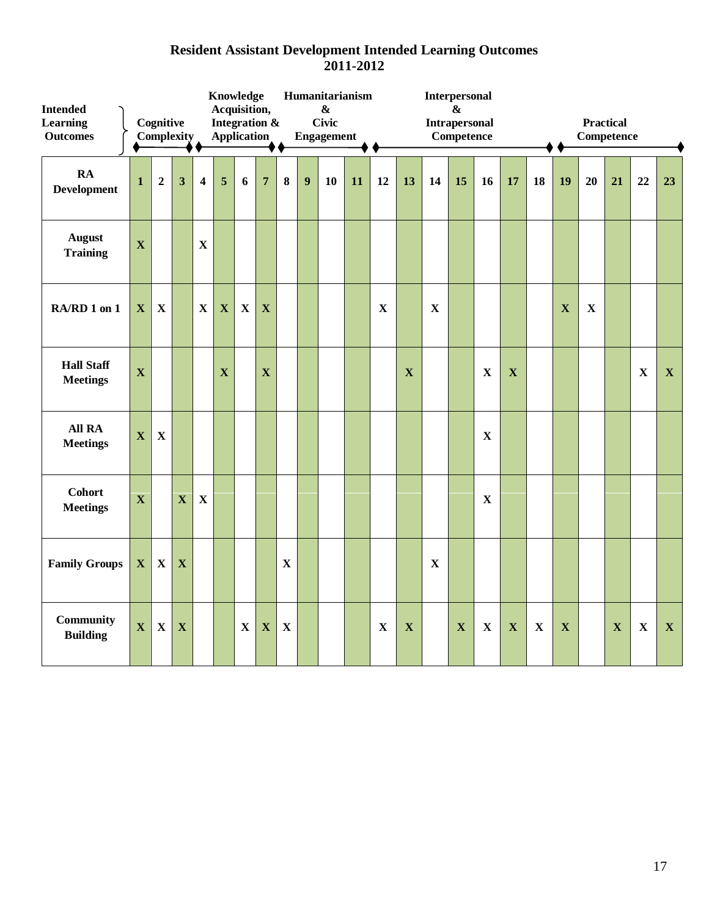# Resident Assistant Development Intended Learning Outcomes
# 2011-2012

| Intended Learning Outcomes | Cognitive Complexity | | | Knowledge Acquisition, Integration & Application | | | | Humanitarianism & Civic Engagement | | | | Interpersonal & Intrapersonal Competence | | | | | | | Practical Competence | | | | |
|---|---|---|---|---|---|---|---|---|---|---|---|---|---|---|---|---|---|---|---|---|---|---|---|
| **RA Development** | **1** | **2** | **3** | **4** | **5** | **6** | **7** | **8** | **9** | **10** | **11** | **12** | **13** | **14** | **15** | **16** | **17** | **18** | **19** | **20** | **21** | **22** | **23** |
| **August Training** | X | | | X | | | | | | | | | | | | | | | | | | | |
| **RA/RD 1 on 1** | X | X | | X | X | X | X | | | | | X | | X | | | | | X | X | | | |
| **Hall Staff Meetings** | X | | | | X | | X | | | | | | X | | | X | X | | | | | X | X |
| **All RA Meetings** | X | X | | | | | | | | | | | | | | X | | | | | | | |
| **Cohort Meetings** | X | | X | X | | | | | | | | | | | | X | | | | | | | |
| **Family Groups** | X | X | X | | | | | X | | | | | | X | | | | | | | | | |
| **Community Building** | X | X | X | | | X | X | X | | | | X | X | | X | X | X | X | X | | X | X | X |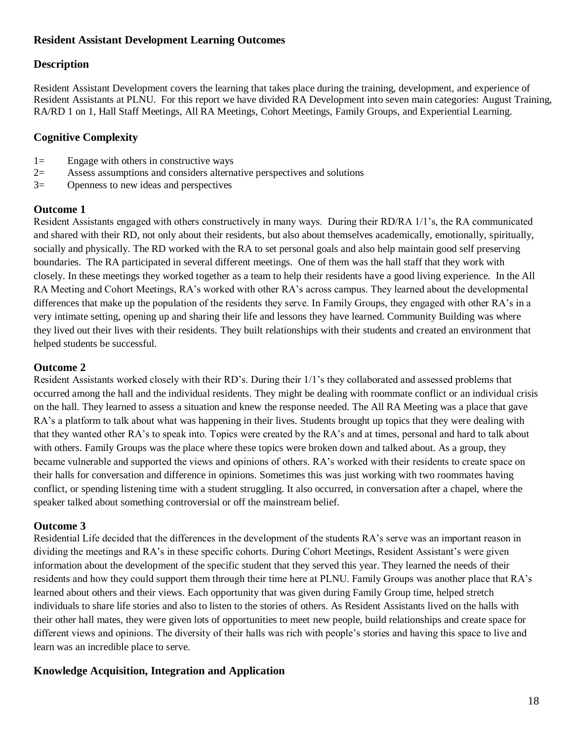## Resident Assistant Development Learning Outcomes

### Description

Resident Assistant Development covers the learning that takes place during the training, development, and experience of Resident Assistants at PLNU. For this report we have divided RA Development into seven main categories: August Training, RA/RD 1 on 1, Hall Staff Meetings, All RA Meetings, Cohort Meetings, Family Groups, and Experiential Learning.

### Cognitive Complexity

1= Engage with others in constructive ways
2= Assess assumptions and considers alternative perspectives and solutions
3= Openness to new ideas and perspectives

### Outcome 1

Resident Assistants engaged with others constructively in many ways. During their RD/RA 1/1's, the RA communicated and shared with their RD, not only about their residents, but also about themselves academically, emotionally, spiritually, socially and physically. The RD worked with the RA to set personal goals and also help maintain good self preserving boundaries. The RA participated in several different meetings. One of them was the hall staff that they work with closely. In these meetings they worked together as a team to help their residents have a good living experience. In the All RA Meeting and Cohort Meetings, RA's worked with other RA's across campus. They learned about the developmental differences that make up the population of the residents they serve. In Family Groups, they engaged with other RA's in a very intimate setting, opening up and sharing their life and lessons they have learned. Community Building was where they lived out their lives with their residents. They built relationships with their students and created an environment that helped students be successful.

### Outcome 2

Resident Assistants worked closely with their RD's. During their 1/1's they collaborated and assessed problems that occurred among the hall and the individual residents. They might be dealing with roommate conflict or an individual crisis on the hall. They learned to assess a situation and knew the response needed. The All RA Meeting was a place that gave RA's a platform to talk about what was happening in their lives. Students brought up topics that they were dealing with that they wanted other RA's to speak into. Topics were created by the RA's and at times, personal and hard to talk about with others. Family Groups was the place where these topics were broken down and talked about. As a group, they became vulnerable and supported the views and opinions of others. RA's worked with their residents to create space on their halls for conversation and difference in opinions. Sometimes this was just working with two roommates having conflict, or spending listening time with a student struggling. It also occurred, in conversation after a chapel, where the speaker talked about something controversial or off the mainstream belief.

### Outcome 3

Residential Life decided that the differences in the development of the students RA's serve was an important reason in dividing the meetings and RA's in these specific cohorts. During Cohort Meetings, Resident Assistant's were given information about the development of the specific student that they served this year. They learned the needs of their residents and how they could support them through their time here at PLNU. Family Groups was another place that RA's learned about others and their views. Each opportunity that was given during Family Group time, helped stretch individuals to share life stories and also to listen to the stories of others. As Resident Assistants lived on the halls with their other hall mates, they were given lots of opportunities to meet new people, build relationships and create space for different views and opinions. The diversity of their halls was rich with people's stories and having this space to live and learn was an incredible place to serve.

### Knowledge Acquisition, Integration and Application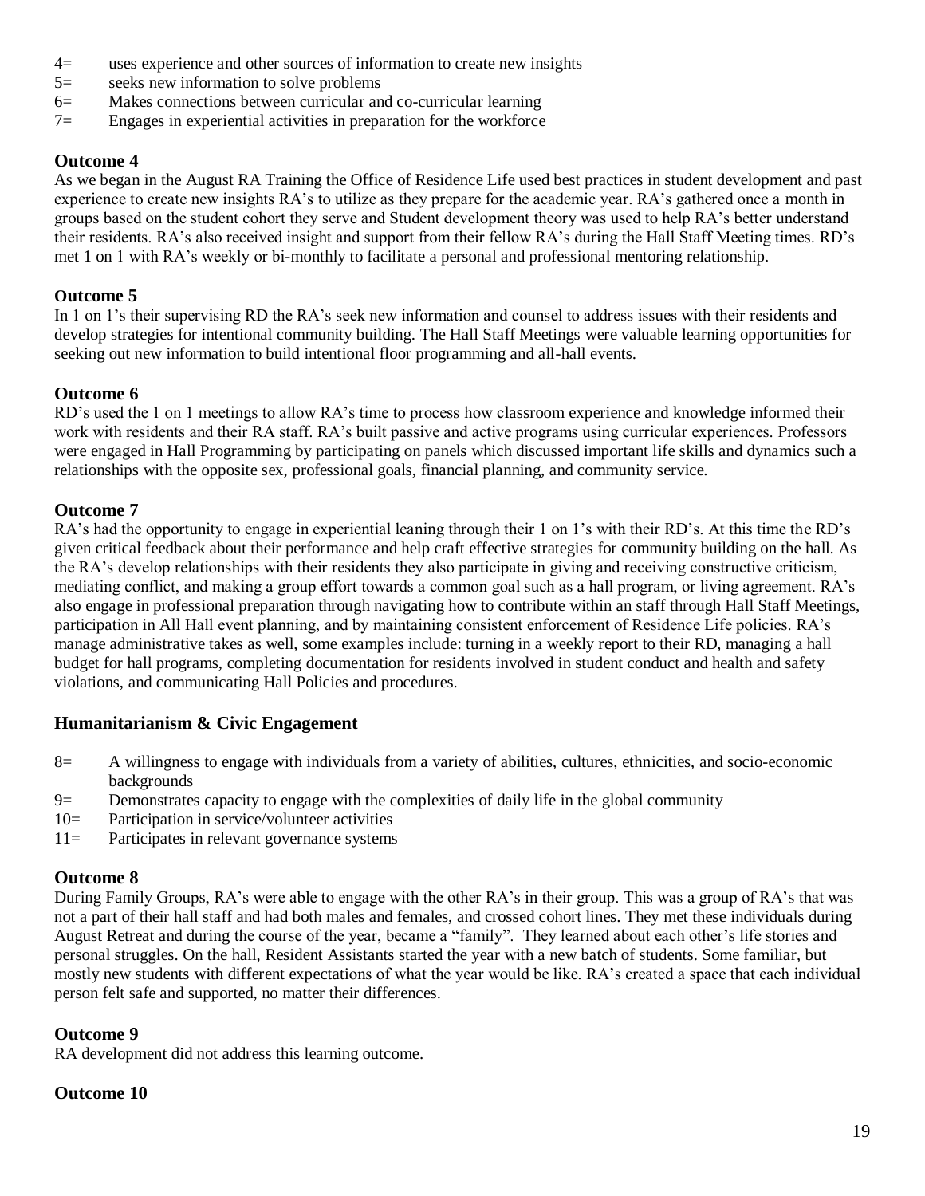4= uses experience and other sources of information to create new insights
5= seeks new information to solve problems
6= Makes connections between curricular and co-curricular learning
7= Engages in experiential activities in preparation for the workforce

### Outcome 4

As we began in the August RA Training the Office of Residence Life used best practices in student development and past experience to create new insights RA's to utilize as they prepare for the academic year. RA's gathered once a month in groups based on the student cohort they serve and Student development theory was used to help RA's better understand their residents. RA's also received insight and support from their fellow RA's during the Hall Staff Meeting times. RD's met 1 on 1 with RA's weekly or bi-monthly to facilitate a personal and professional mentoring relationship.

### Outcome 5

In 1 on 1's their supervising RD the RA's seek new information and counsel to address issues with their residents and develop strategies for intentional community building. The Hall Staff Meetings were valuable learning opportunities for seeking out new information to build intentional floor programming and all-hall events.

### Outcome 6

RD's used the 1 on 1 meetings to allow RA's time to process how classroom experience and knowledge informed their work with residents and their RA staff. RA's built passive and active programs using curricular experiences. Professors were engaged in Hall Programming by participating on panels which discussed important life skills and dynamics such a relationships with the opposite sex, professional goals, financial planning, and community service.

### Outcome 7

RA's had the opportunity to engage in experiential leaning through their 1 on 1's with their RD's. At this time the RD's given critical feedback about their performance and help craft effective strategies for community building on the hall. As the RA's develop relationships with their residents they also participate in giving and receiving constructive criticism, mediating conflict, and making a group effort towards a common goal such as a hall program, or living agreement. RA's also engage in professional preparation through navigating how to contribute within an staff through Hall Staff Meetings, participation in All Hall event planning, and by maintaining consistent enforcement of Residence Life policies. RA's manage administrative takes as well, some examples include: turning in a weekly report to their RD, managing a hall budget for hall programs, completing documentation for residents involved in student conduct and health and safety violations, and communicating Hall Policies and procedures.

## Humanitarianism & Civic Engagement

8= A willingness to engage with individuals from a variety of abilities, cultures, ethnicities, and socio-economic backgrounds
9= Demonstrates capacity to engage with the complexities of daily life in the global community
10= Participation in service/volunteer activities
11= Participates in relevant governance systems

### Outcome 8

During Family Groups, RA's were able to engage with the other RA's in their group. This was a group of RA's that was not a part of their hall staff and had both males and females, and crossed cohort lines. They met these individuals during August Retreat and during the course of the year, became a "family". They learned about each other's life stories and personal struggles. On the hall, Resident Assistants started the year with a new batch of students. Some familiar, but mostly new students with different expectations of what the year would be like. RA's created a space that each individual person felt safe and supported, no matter their differences.

### Outcome 9

RA development did not address this learning outcome.

### Outcome 10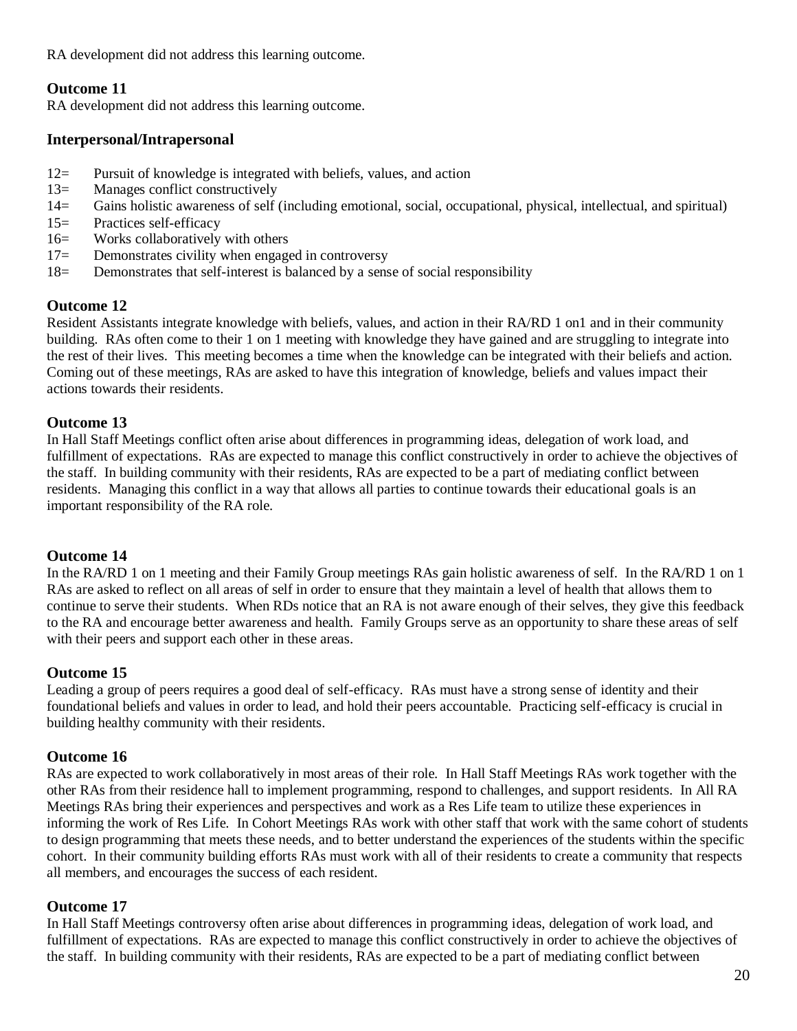RA development did not address this learning outcome.

### Outcome 11

RA development did not address this learning outcome.

### Interpersonal/Intrapersonal

- 12= Pursuit of knowledge is integrated with beliefs, values, and action
- 13= Manages conflict constructively
- 14= Gains holistic awareness of self (including emotional, social, occupational, physical, intellectual, and spiritual)
- 15= Practices self-efficacy
- 16= Works collaboratively with others
- 17= Demonstrates civility when engaged in controversy
- 18= Demonstrates that self-interest is balanced by a sense of social responsibility

### Outcome 12

Resident Assistants integrate knowledge with beliefs, values, and action in their RA/RD 1 on1 and in their community building. RAs often come to their 1 on 1 meeting with knowledge they have gained and are struggling to integrate into the rest of their lives. This meeting becomes a time when the knowledge can be integrated with their beliefs and action. Coming out of these meetings, RAs are asked to have this integration of knowledge, beliefs and values impact their actions towards their residents.

### Outcome 13

In Hall Staff Meetings conflict often arise about differences in programming ideas, delegation of work load, and fulfillment of expectations. RAs are expected to manage this conflict constructively in order to achieve the objectives of the staff. In building community with their residents, RAs are expected to be a part of mediating conflict between residents. Managing this conflict in a way that allows all parties to continue towards their educational goals is an important responsibility of the RA role.

### Outcome 14

In the RA/RD 1 on 1 meeting and their Family Group meetings RAs gain holistic awareness of self. In the RA/RD 1 on 1 RAs are asked to reflect on all areas of self in order to ensure that they maintain a level of health that allows them to continue to serve their students. When RDs notice that an RA is not aware enough of their selves, they give this feedback to the RA and encourage better awareness and health. Family Groups serve as an opportunity to share these areas of self with their peers and support each other in these areas.

### Outcome 15

Leading a group of peers requires a good deal of self-efficacy. RAs must have a strong sense of identity and their foundational beliefs and values in order to lead, and hold their peers accountable. Practicing self-efficacy is crucial in building healthy community with their residents.

### Outcome 16

RAs are expected to work collaboratively in most areas of their role. In Hall Staff Meetings RAs work together with the other RAs from their residence hall to implement programming, respond to challenges, and support residents. In All RA Meetings RAs bring their experiences and perspectives and work as a Res Life team to utilize these experiences in informing the work of Res Life. In Cohort Meetings RAs work with other staff that work with the same cohort of students to design programming that meets these needs, and to better understand the experiences of the students within the specific cohort. In their community building efforts RAs must work with all of their residents to create a community that respects all members, and encourages the success of each resident.

### Outcome 17

In Hall Staff Meetings controversy often arise about differences in programming ideas, delegation of work load, and fulfillment of expectations. RAs are expected to manage this conflict constructively in order to achieve the objectives of the staff. In building community with their residents, RAs are expected to be a part of mediating conflict between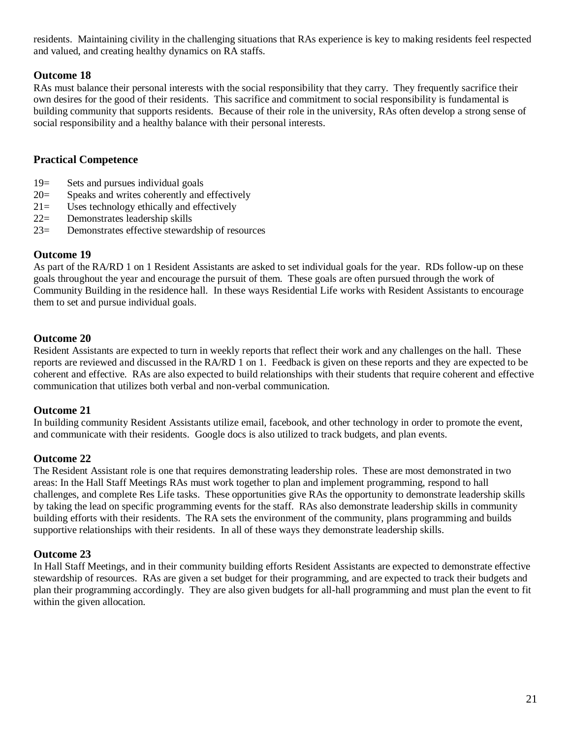residents. Maintaining civility in the challenging situations that RAs experience is key to making residents feel respected and valued, and creating healthy dynamics on RA staffs.

### Outcome 18

RAs must balance their personal interests with the social responsibility that they carry. They frequently sacrifice their own desires for the good of their residents. This sacrifice and commitment to social responsibility is fundamental is building community that supports residents. Because of their role in the university, RAs often develop a strong sense of social responsibility and a healthy balance with their personal interests.

## Practical Competence

19= Sets and pursues individual goals
20= Speaks and writes coherently and effectively
21= Uses technology ethically and effectively
22= Demonstrates leadership skills
23= Demonstrates effective stewardship of resources

### Outcome 19

As part of the RA/RD 1 on 1 Resident Assistants are asked to set individual goals for the year. RDs follow-up on these goals throughout the year and encourage the pursuit of them. These goals are often pursued through the work of Community Building in the residence hall. In these ways Residential Life works with Resident Assistants to encourage them to set and pursue individual goals.

### Outcome 20

Resident Assistants are expected to turn in weekly reports that reflect their work and any challenges on the hall. These reports are reviewed and discussed in the RA/RD 1 on 1. Feedback is given on these reports and they are expected to be coherent and effective. RAs are also expected to build relationships with their students that require coherent and effective communication that utilizes both verbal and non-verbal communication.

### Outcome 21

In building community Resident Assistants utilize email, facebook, and other technology in order to promote the event, and communicate with their residents. Google docs is also utilized to track budgets, and plan events.

### Outcome 22

The Resident Assistant role is one that requires demonstrating leadership roles. These are most demonstrated in two areas: In the Hall Staff Meetings RAs must work together to plan and implement programming, respond to hall challenges, and complete Res Life tasks. These opportunities give RAs the opportunity to demonstrate leadership skills by taking the lead on specific programming events for the staff. RAs also demonstrate leadership skills in community building efforts with their residents. The RA sets the environment of the community, plans programming and builds supportive relationships with their residents. In all of these ways they demonstrate leadership skills.

### Outcome 23

In Hall Staff Meetings, and in their community building efforts Resident Assistants are expected to demonstrate effective stewardship of resources. RAs are given a set budget for their programming, and are expected to track their budgets and plan their programming accordingly. They are also given budgets for all-hall programming and must plan the event to fit within the given allocation.